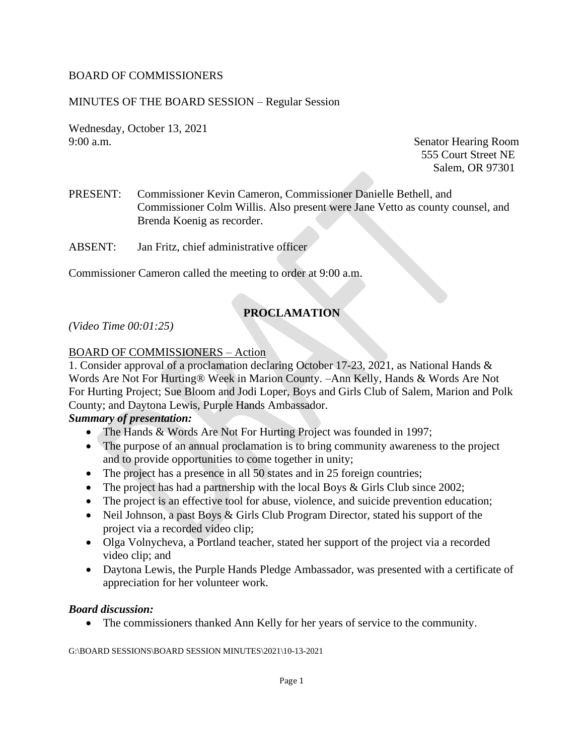BOARD OF COMMISSIONERS

MINUTES OF THE BOARD SESSION – Regular Session

Wednesday, October 13, 2021
9:00 a.m.

Senator Hearing Room
555 Court Street NE
Salem, OR 97301

PRESENT: Commissioner Kevin Cameron, Commissioner Danielle Bethell, and Commissioner Colm Willis. Also present were Jane Vetto as county counsel, and Brenda Koenig as recorder.

ABSENT: Jan Fritz, chief administrative officer

Commissioner Cameron called the meeting to order at 9:00 a.m.

## PROCLAMATION

*(Video Time 00:01:25)*

BOARD OF COMMISSIONERS – Action

1. Consider approval of a proclamation declaring October 17-23, 2021, as National Hands & Words Are Not For Hurting® Week in Marion County. –Ann Kelly, Hands & Words Are Not For Hurting Project; Sue Bloom and Jodi Loper, Boys and Girls Club of Salem, Marion and Polk County; and Daytona Lewis, Purple Hands Ambassador.

***Summary of presentation:***

- The Hands & Words Are Not For Hurting Project was founded in 1997;
- The purpose of an annual proclamation is to bring community awareness to the project and to provide opportunities to come together in unity;
- The project has a presence in all 50 states and in 25 foreign countries;
- The project has had a partnership with the local Boys & Girls Club since 2002;
- The project is an effective tool for abuse, violence, and suicide prevention education;
- Neil Johnson, a past Boys & Girls Club Program Director, stated his support of the project via a recorded video clip;
- Olga Volnycheva, a Portland teacher, stated her support of the project via a recorded video clip; and
- Daytona Lewis, the Purple Hands Pledge Ambassador, was presented with a certificate of appreciation for her volunteer work.

***Board discussion:***

- The commissioners thanked Ann Kelly for her years of service to the community.

G:\BOARD SESSIONS\BOARD SESSION MINUTES\2021\10-13-2021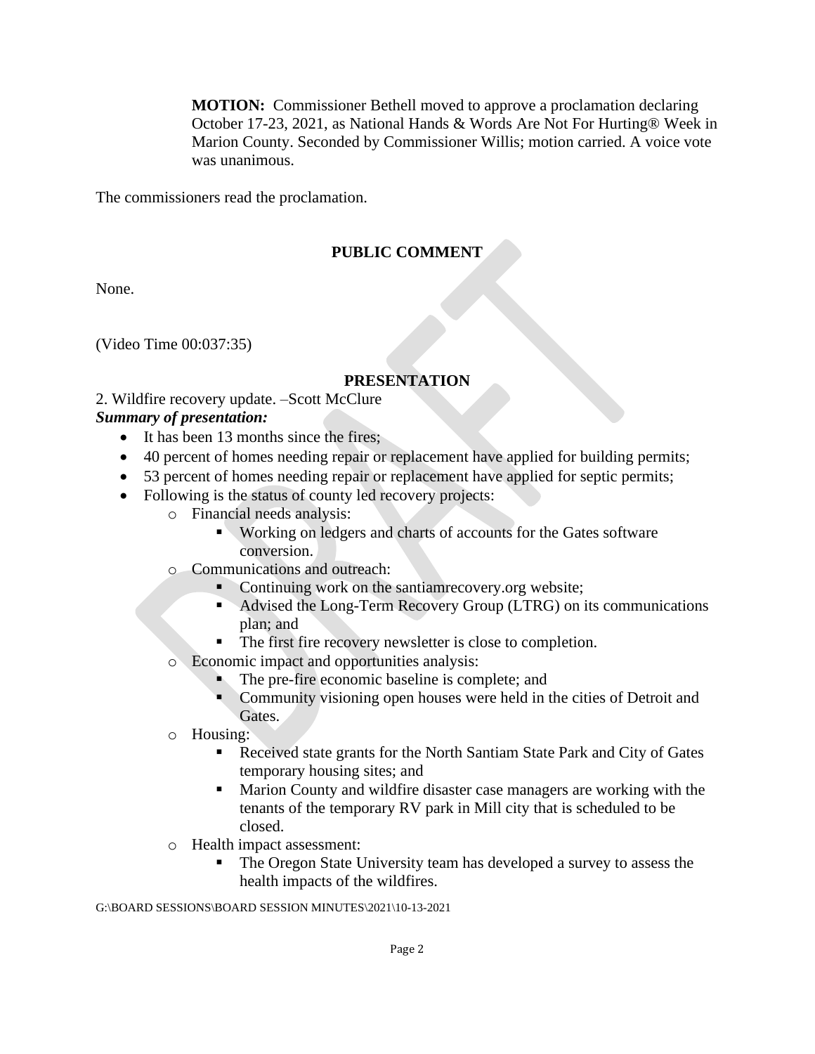**MOTION:** Commissioner Bethell moved to approve a proclamation declaring October 17-23, 2021, as National Hands & Words Are Not For Hurting® Week in Marion County. Seconded by Commissioner Willis; motion carried. A voice vote was unanimous.

The commissioners read the proclamation.

## PUBLIC COMMENT

None.

(Video Time 00:037:35)

## PRESENTATION

2. Wildfire recovery update. –Scott McClure

***Summary of presentation:***

- It has been 13 months since the fires;
- 40 percent of homes needing repair or replacement have applied for building permits;
- 53 percent of homes needing repair or replacement have applied for septic permits;
- Following is the status of county led recovery projects:
  - Financial needs analysis:
    - Working on ledgers and charts of accounts for the Gates software conversion.
  - Communications and outreach:
    - Continuing work on the santiamrecovery.org website;
    - Advised the Long-Term Recovery Group (LTRG) on its communications plan; and
    - The first fire recovery newsletter is close to completion.
  - Economic impact and opportunities analysis:
    - The pre-fire economic baseline is complete; and
    - Community visioning open houses were held in the cities of Detroit and Gates.
  - Housing:
    - Received state grants for the North Santiam State Park and City of Gates temporary housing sites; and
    - Marion County and wildfire disaster case managers are working with the tenants of the temporary RV park in Mill city that is scheduled to be closed.
  - Health impact assessment:
    - The Oregon State University team has developed a survey to assess the health impacts of the wildfires.

G:\BOARD SESSIONS\BOARD SESSION MINUTES\2021\10-13-2021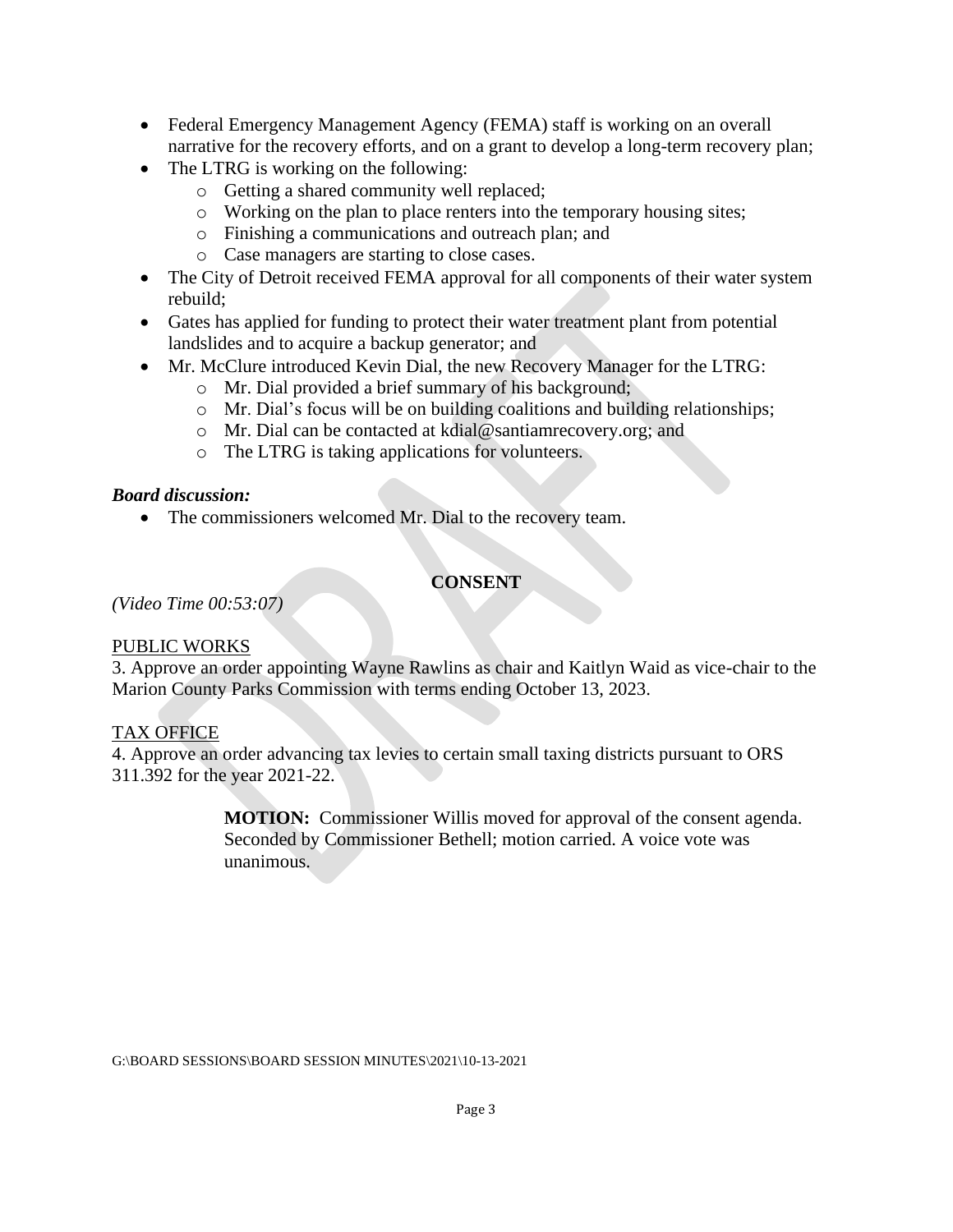- Federal Emergency Management Agency (FEMA) staff is working on an overall narrative for the recovery efforts, and on a grant to develop a long-term recovery plan;
- The LTRG is working on the following:
  - Getting a shared community well replaced;
  - Working on the plan to place renters into the temporary housing sites;
  - Finishing a communications and outreach plan; and
  - Case managers are starting to close cases.
- The City of Detroit received FEMA approval for all components of their water system rebuild;
- Gates has applied for funding to protect their water treatment plant from potential landslides and to acquire a backup generator; and
- Mr. McClure introduced Kevin Dial, the new Recovery Manager for the LTRG:
  - Mr. Dial provided a brief summary of his background;
  - Mr. Dial's focus will be on building coalitions and building relationships;
  - Mr. Dial can be contacted at kdial@santiamrecovery.org; and
  - The LTRG is taking applications for volunteers.

***Board discussion:***

- The commissioners welcomed Mr. Dial to the recovery team.

## CONSENT

*(Video Time 00:53:07)*

PUBLIC WORKS

3. Approve an order appointing Wayne Rawlins as chair and Kaitlyn Waid as vice-chair to the Marion County Parks Commission with terms ending October 13, 2023.

TAX OFFICE

4. Approve an order advancing tax levies to certain small taxing districts pursuant to ORS 311.392 for the year 2021-22.

> **MOTION:** Commissioner Willis moved for approval of the consent agenda. Seconded by Commissioner Bethell; motion carried. A voice vote was unanimous.

G:\BOARD SESSIONS\BOARD SESSION MINUTES\2021\10-13-2021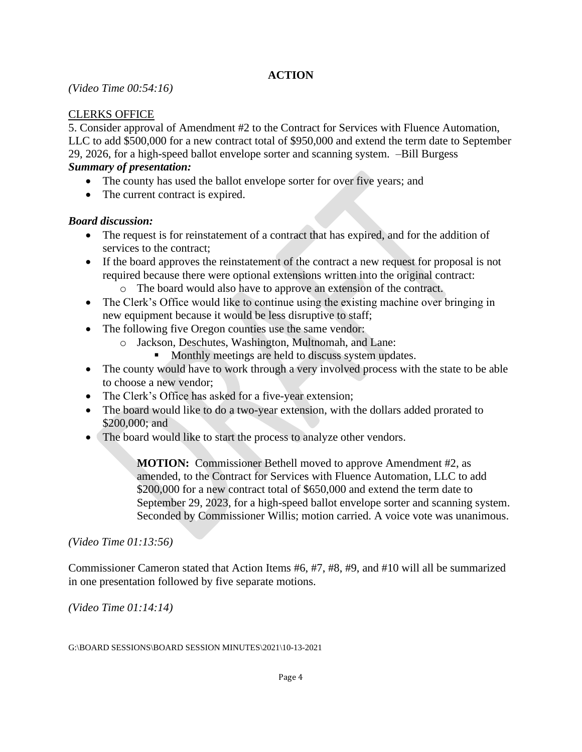## ACTION

*(Video Time 00:54:16)*

<u>CLERKS OFFICE</u>

5. Consider approval of Amendment #2 to the Contract for Services with Fluence Automation, LLC to add $500,000 for a new contract total of $950,000 and extend the term date to September 29, 2026, for a high-speed ballot envelope sorter and scanning system. –Bill Burgess

***Summary of presentation:***

- The county has used the ballot envelope sorter for over five years; and
- The current contract is expired.

***Board discussion:***

- The request is for reinstatement of a contract that has expired, and for the addition of services to the contract;
- If the board approves the reinstatement of the contract a new request for proposal is not required because there were optional extensions written into the original contract:
  - The board would also have to approve an extension of the contract.
- The Clerk's Office would like to continue using the existing machine over bringing in new equipment because it would be less disruptive to staff;
- The following five Oregon counties use the same vendor:
  - Jackson, Deschutes, Washington, Multnomah, and Lane:
    - Monthly meetings are held to discuss system updates.
- The county would have to work through a very involved process with the state to be able to choose a new vendor;
- The Clerk's Office has asked for a five-year extension;
- The board would like to do a two-year extension, with the dollars added prorated to $200,000; and
- The board would like to start the process to analyze other vendors.

> **MOTION:** Commissioner Bethell moved to approve Amendment #2, as amended, to the Contract for Services with Fluence Automation, LLC to add $200,000 for a new contract total of $650,000 and extend the term date to September 29, 2023, for a high-speed ballot envelope sorter and scanning system. Seconded by Commissioner Willis; motion carried. A voice vote was unanimous.

*(Video Time 01:13:56)*

Commissioner Cameron stated that Action Items #6, #7, #8, #9, and #10 will all be summarized in one presentation followed by five separate motions.

*(Video Time 01:14:14)*

G:\BOARD SESSIONS\BOARD SESSION MINUTES\2021\10-13-2021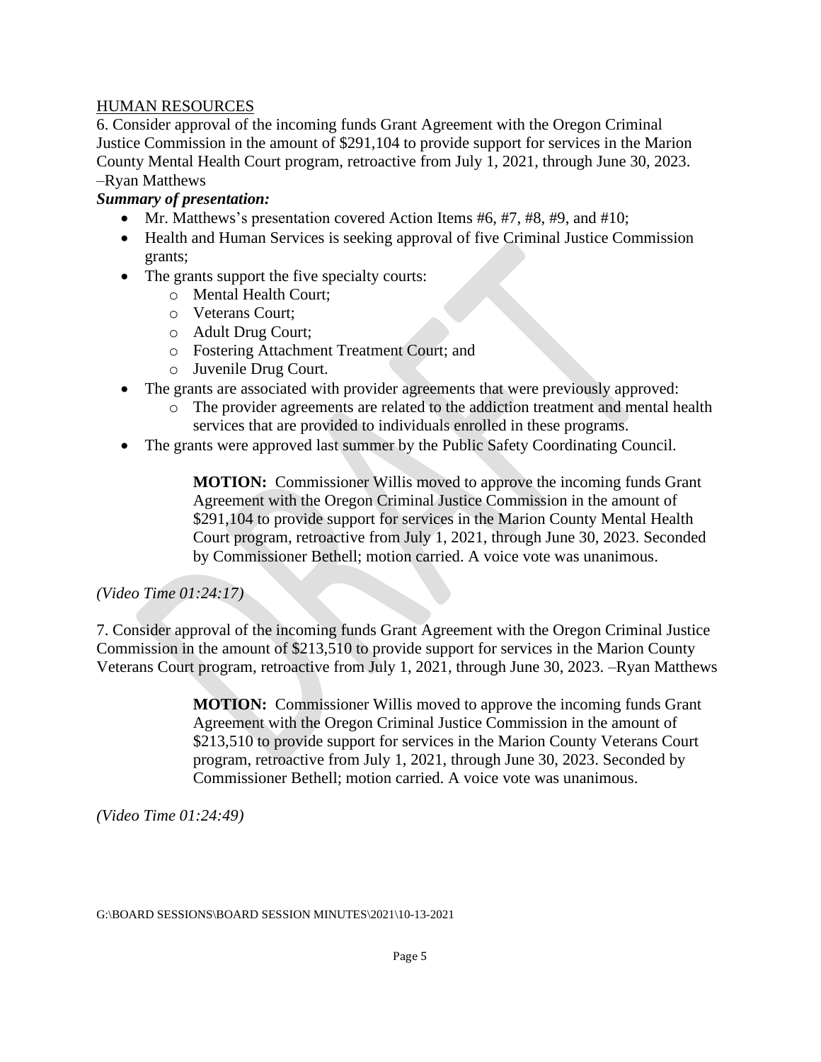HUMAN RESOURCES

6. Consider approval of the incoming funds Grant Agreement with the Oregon Criminal Justice Commission in the amount of $291,104 to provide support for services in the Marion County Mental Health Court program, retroactive from July 1, 2021, through June 30, 2023. –Ryan Matthews

***Summary of presentation:***

- Mr. Matthews's presentation covered Action Items #6, #7, #8, #9, and #10;
- Health and Human Services is seeking approval of five Criminal Justice Commission grants;
- The grants support the five specialty courts:
  - Mental Health Court;
  - Veterans Court;
  - Adult Drug Court;
  - Fostering Attachment Treatment Court; and
  - Juvenile Drug Court.
- The grants are associated with provider agreements that were previously approved:
  - The provider agreements are related to the addiction treatment and mental health services that are provided to individuals enrolled in these programs.
- The grants were approved last summer by the Public Safety Coordinating Council.

> **MOTION:** Commissioner Willis moved to approve the incoming funds Grant Agreement with the Oregon Criminal Justice Commission in the amount of $291,104 to provide support for services in the Marion County Mental Health Court program, retroactive from July 1, 2021, through June 30, 2023. Seconded by Commissioner Bethell; motion carried. A voice vote was unanimous.

*(Video Time 01:24:17)*

7. Consider approval of the incoming funds Grant Agreement with the Oregon Criminal Justice Commission in the amount of $213,510 to provide support for services in the Marion County Veterans Court program, retroactive from July 1, 2021, through June 30, 2023. –Ryan Matthews

> **MOTION:** Commissioner Willis moved to approve the incoming funds Grant Agreement with the Oregon Criminal Justice Commission in the amount of $213,510 to provide support for services in the Marion County Veterans Court program, retroactive from July 1, 2021, through June 30, 2023. Seconded by Commissioner Bethell; motion carried. A voice vote was unanimous.

*(Video Time 01:24:49)*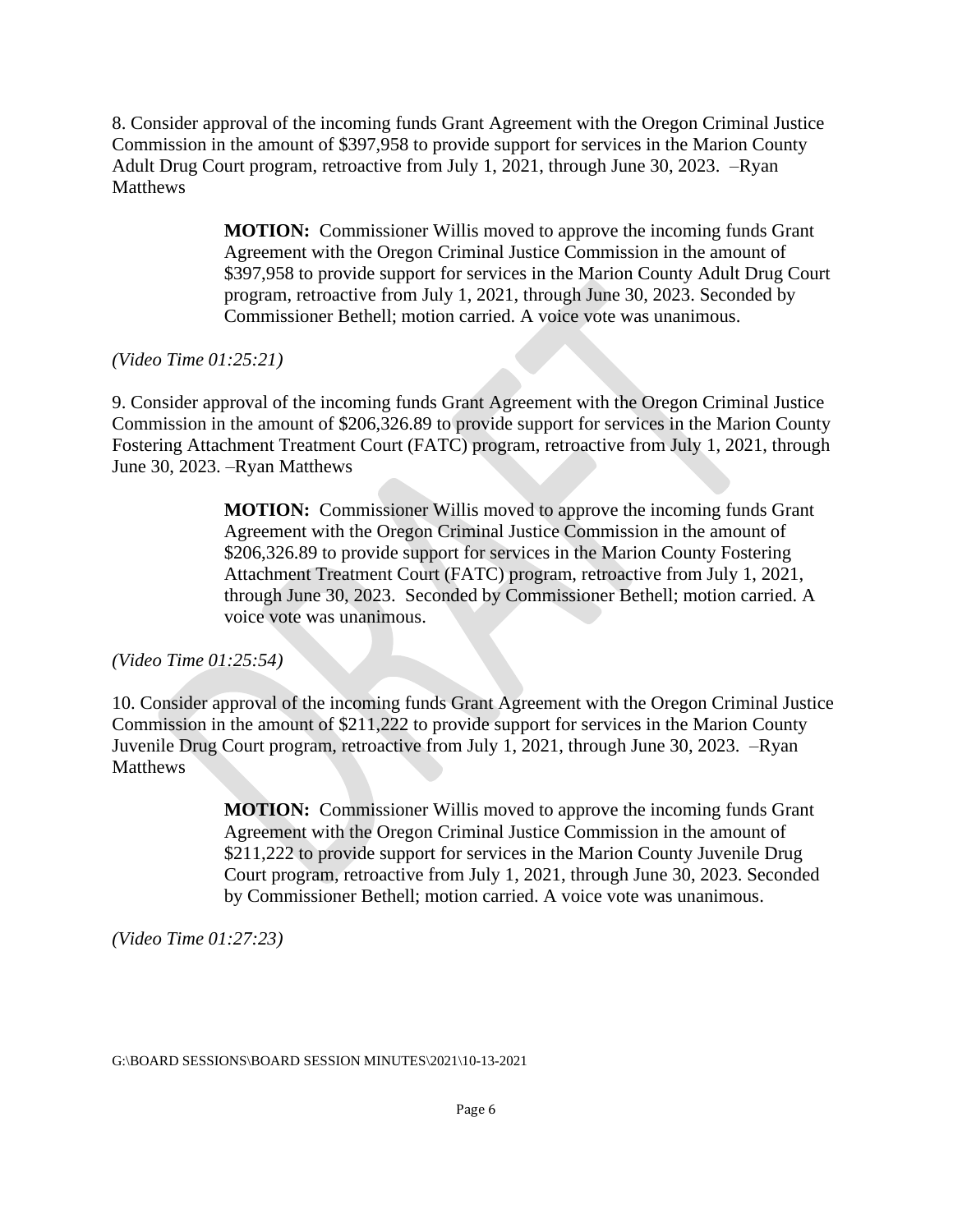8. Consider approval of the incoming funds Grant Agreement with the Oregon Criminal Justice Commission in the amount of $397,958 to provide support for services in the Marion County Adult Drug Court program, retroactive from July 1, 2021, through June 30, 2023. –Ryan Matthews

> **MOTION:** Commissioner Willis moved to approve the incoming funds Grant Agreement with the Oregon Criminal Justice Commission in the amount of $397,958 to provide support for services in the Marion County Adult Drug Court program, retroactive from July 1, 2021, through June 30, 2023. Seconded by Commissioner Bethell; motion carried. A voice vote was unanimous.

*(Video Time 01:25:21)*

9. Consider approval of the incoming funds Grant Agreement with the Oregon Criminal Justice Commission in the amount of $206,326.89 to provide support for services in the Marion County Fostering Attachment Treatment Court (FATC) program, retroactive from July 1, 2021, through June 30, 2023. –Ryan Matthews

> **MOTION:** Commissioner Willis moved to approve the incoming funds Grant Agreement with the Oregon Criminal Justice Commission in the amount of $206,326.89 to provide support for services in the Marion County Fostering Attachment Treatment Court (FATC) program, retroactive from July 1, 2021, through June 30, 2023. Seconded by Commissioner Bethell; motion carried. A voice vote was unanimous.

*(Video Time 01:25:54)*

10. Consider approval of the incoming funds Grant Agreement with the Oregon Criminal Justice Commission in the amount of $211,222 to provide support for services in the Marion County Juvenile Drug Court program, retroactive from July 1, 2021, through June 30, 2023. –Ryan Matthews

> **MOTION:** Commissioner Willis moved to approve the incoming funds Grant Agreement with the Oregon Criminal Justice Commission in the amount of $211,222 to provide support for services in the Marion County Juvenile Drug Court program, retroactive from July 1, 2021, through June 30, 2023. Seconded by Commissioner Bethell; motion carried. A voice vote was unanimous.

*(Video Time 01:27:23)*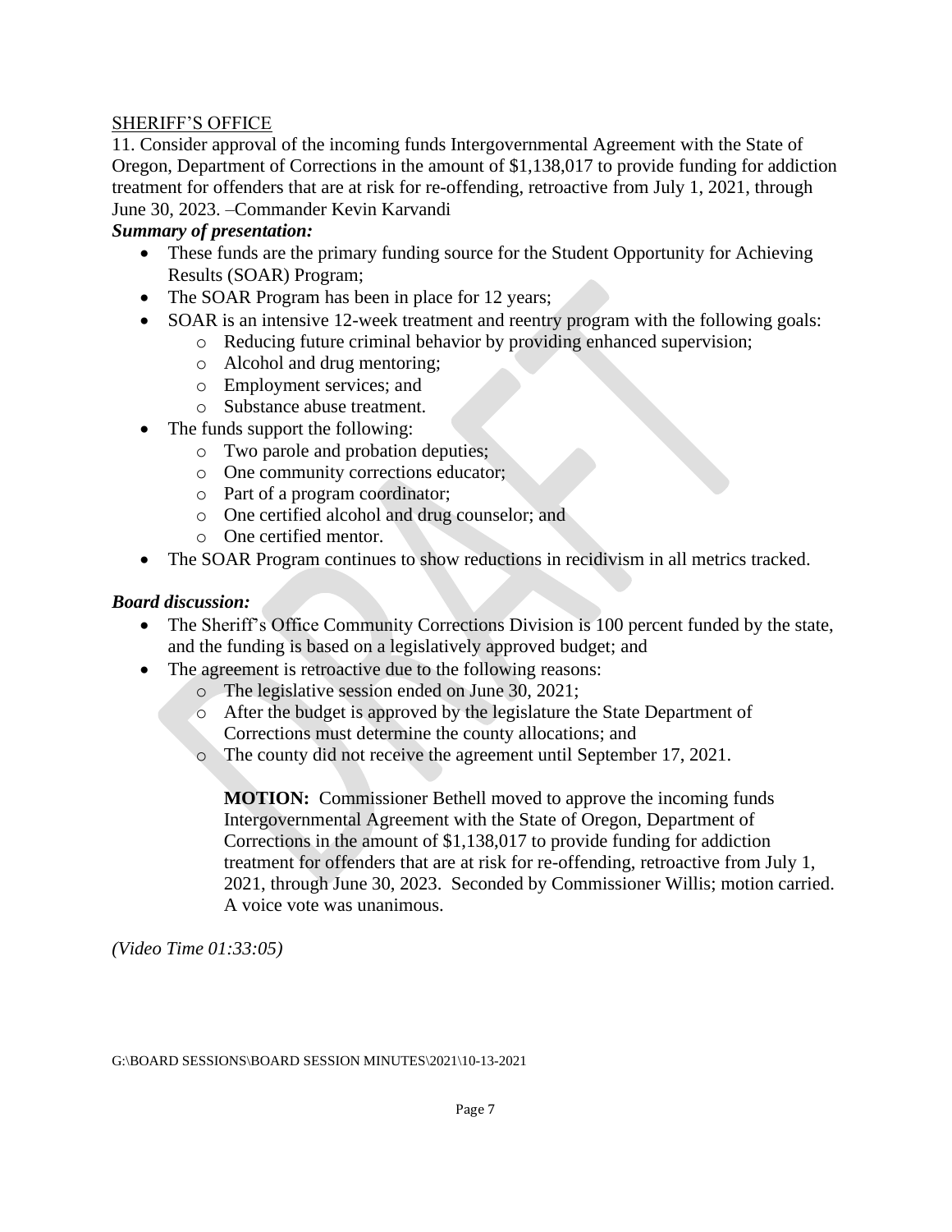SHERIFF'S OFFICE

11. Consider approval of the incoming funds Intergovernmental Agreement with the State of Oregon, Department of Corrections in the amount of $1,138,017 to provide funding for addiction treatment for offenders that are at risk for re-offending, retroactive from July 1, 2021, through June 30, 2023. –Commander Kevin Karvandi

***Summary of presentation:***

- These funds are the primary funding source for the Student Opportunity for Achieving Results (SOAR) Program;
- The SOAR Program has been in place for 12 years;
- SOAR is an intensive 12-week treatment and reentry program with the following goals:
  - Reducing future criminal behavior by providing enhanced supervision;
  - Alcohol and drug mentoring;
  - Employment services; and
  - Substance abuse treatment.
- The funds support the following:
  - Two parole and probation deputies;
  - One community corrections educator;
  - Part of a program coordinator;
  - One certified alcohol and drug counselor; and
  - One certified mentor.
- The SOAR Program continues to show reductions in recidivism in all metrics tracked.

***Board discussion:***

- The Sheriff's Office Community Corrections Division is 100 percent funded by the state, and the funding is based on a legislatively approved budget; and
- The agreement is retroactive due to the following reasons:
  - The legislative session ended on June 30, 2021;
  - After the budget is approved by the legislature the State Department of Corrections must determine the county allocations; and
  - The county did not receive the agreement until September 17, 2021.

> **MOTION:** Commissioner Bethell moved to approve the incoming funds Intergovernmental Agreement with the State of Oregon, Department of Corrections in the amount of $1,138,017 to provide funding for addiction treatment for offenders that are at risk for re-offending, retroactive from July 1, 2021, through June 30, 2023. Seconded by Commissioner Willis; motion carried. A voice vote was unanimous.

*(Video Time 01:33:05)*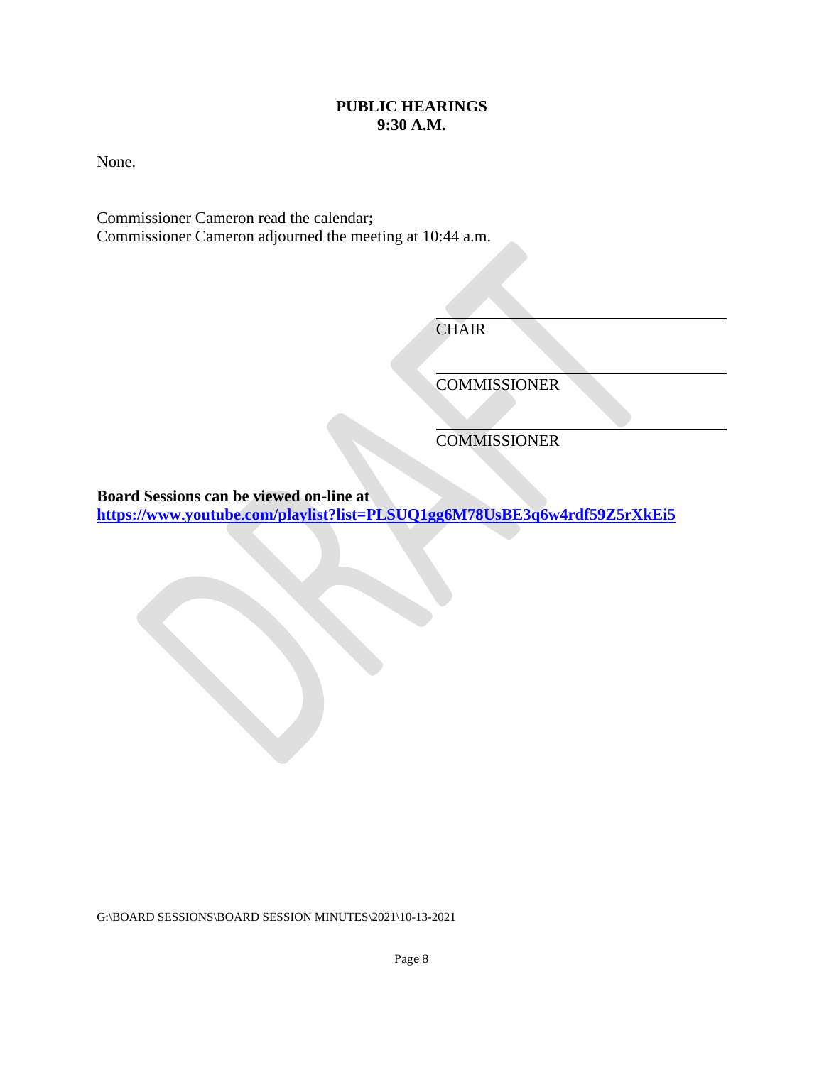**PUBLIC HEARINGS**
**9:30 A.M.**

None.

Commissioner Cameron read the calendar**;**
Commissioner Cameron adjourned the meeting at 10:44 a.m.

\_\_\_\_\_\_\_\_\_\_\_\_\_\_\_\_\_\_\_\_\_\_\_\_\_\_\_\_\_\_
CHAIR

\_\_\_\_\_\_\_\_\_\_\_\_\_\_\_\_\_\_\_\_\_\_\_\_\_\_\_\_\_\_
COMMISSIONER

\_\_\_\_\_\_\_\_\_\_\_\_\_\_\_\_\_\_\_\_\_\_\_\_\_\_\_\_\_\_
COMMISSIONER

**Board Sessions can be viewed on-line at**
**https://www.youtube.com/playlist?list=PLSUQ1gg6M78UsBE3q6w4rdf59Z5rXkEi5**

G:\BOARD SESSIONS\BOARD SESSION MINUTES\2021\10-13-2021